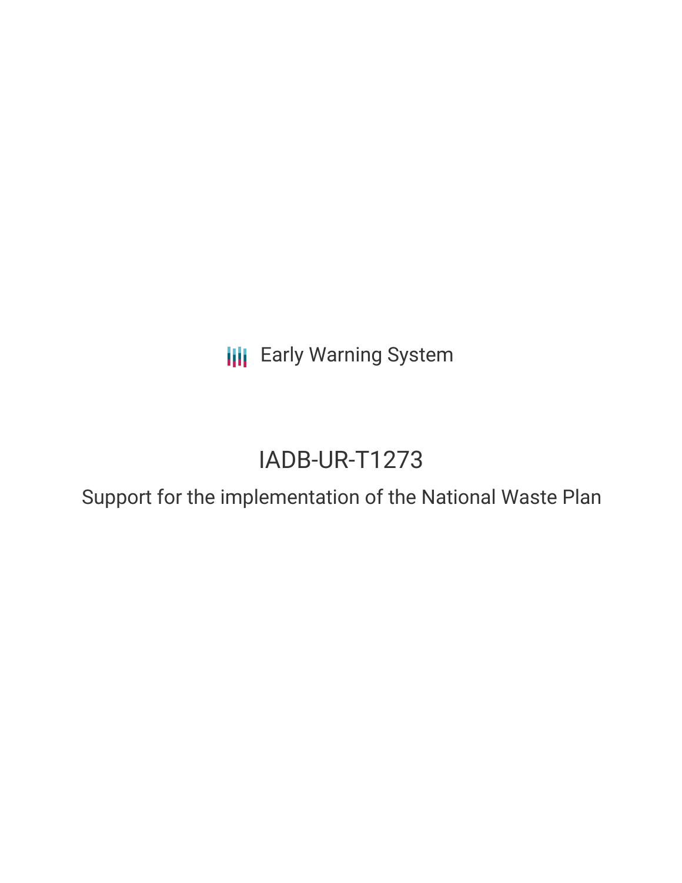Early Warning System

# IADB-UR-T1273

## Support for the implementation of the National Waste Plan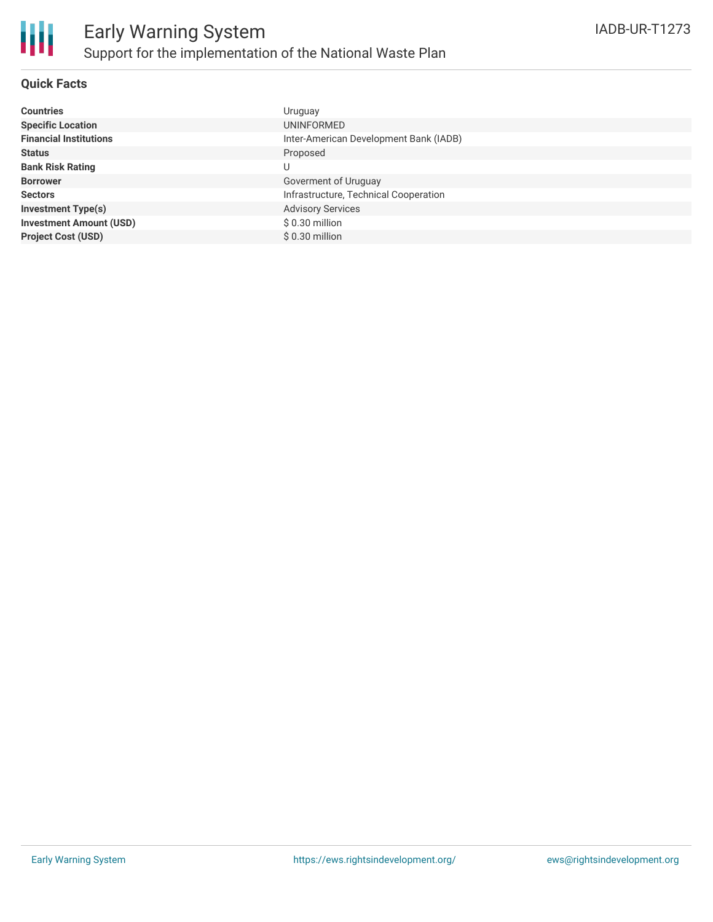# Early Warning System

## Support for the implementation of the National Waste Plan

IADB-UR-T1273

### Quick Facts

| | |
|---|---|
| **Countries** | Uruguay |
| **Specific Location** | UNINFORMED |
| **Financial Institutions** | Inter-American Development Bank (IADB) |
| **Status** | Proposed |
| **Bank Risk Rating** | U |
| **Borrower** | Goverment of Uruguay |
| **Sectors** | Infrastructure, Technical Cooperation |
| **Investment Type(s)** | Advisory Services |
| **Investment Amount (USD)** | $ 0.30 million |
| **Project Cost (USD)** | $ 0.30 million |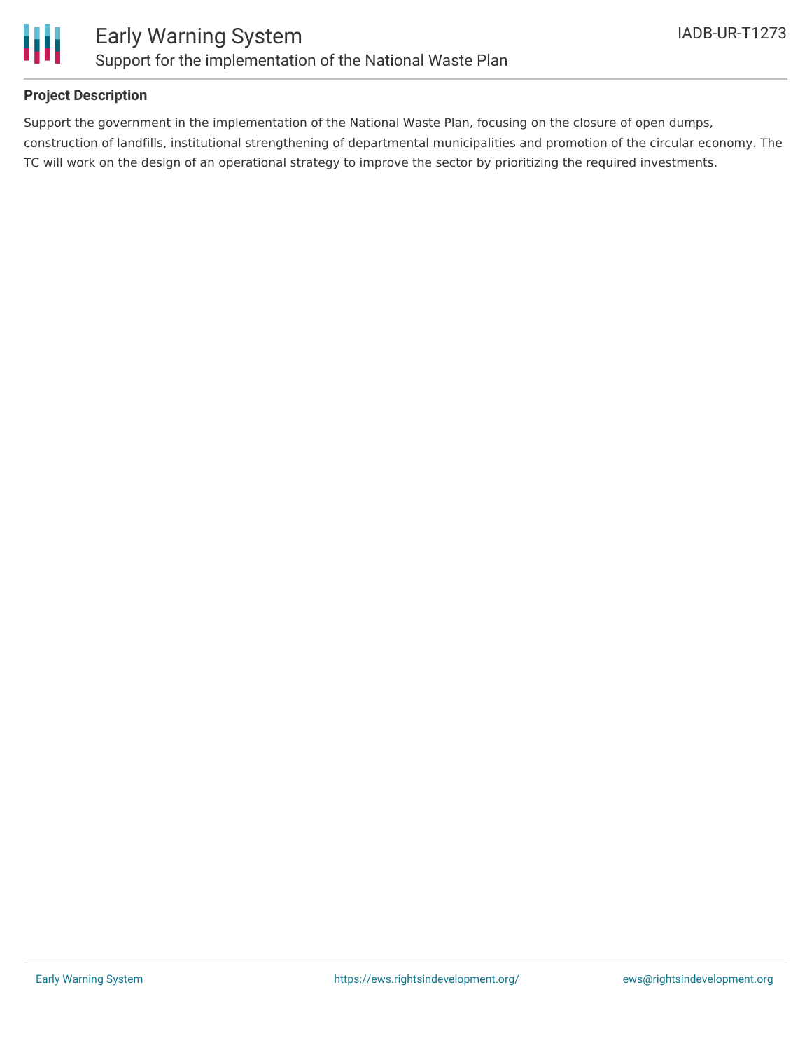**Project Description**

Support the government in the implementation of the National Waste Plan, focusing on the closure of open dumps, construction of landfills, institutional strengthening of departmental municipalities and promotion of the circular economy. The TC will work on the design of an operational strategy to improve the sector by prioritizing the required investments.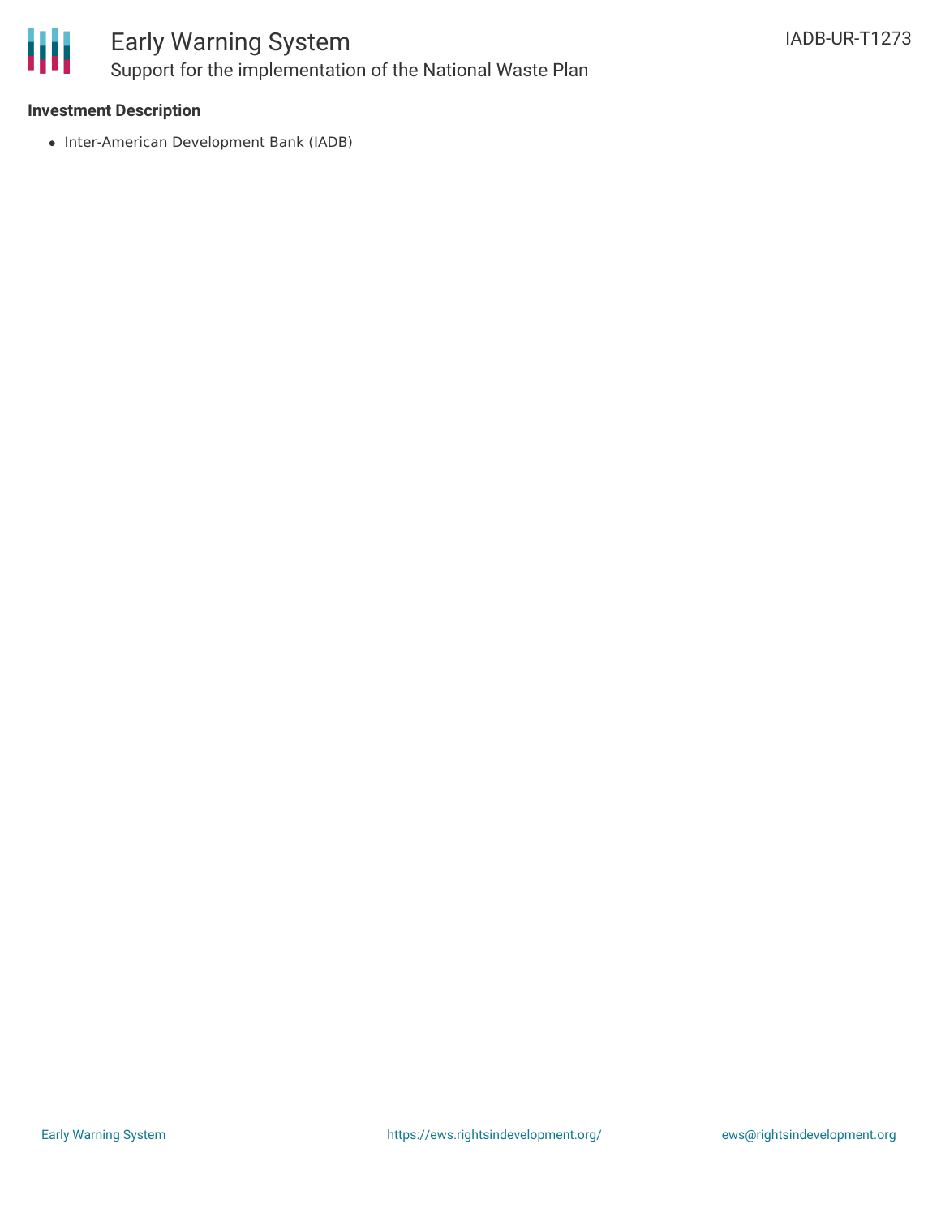**Investment Description**

- Inter-American Development Bank (IADB)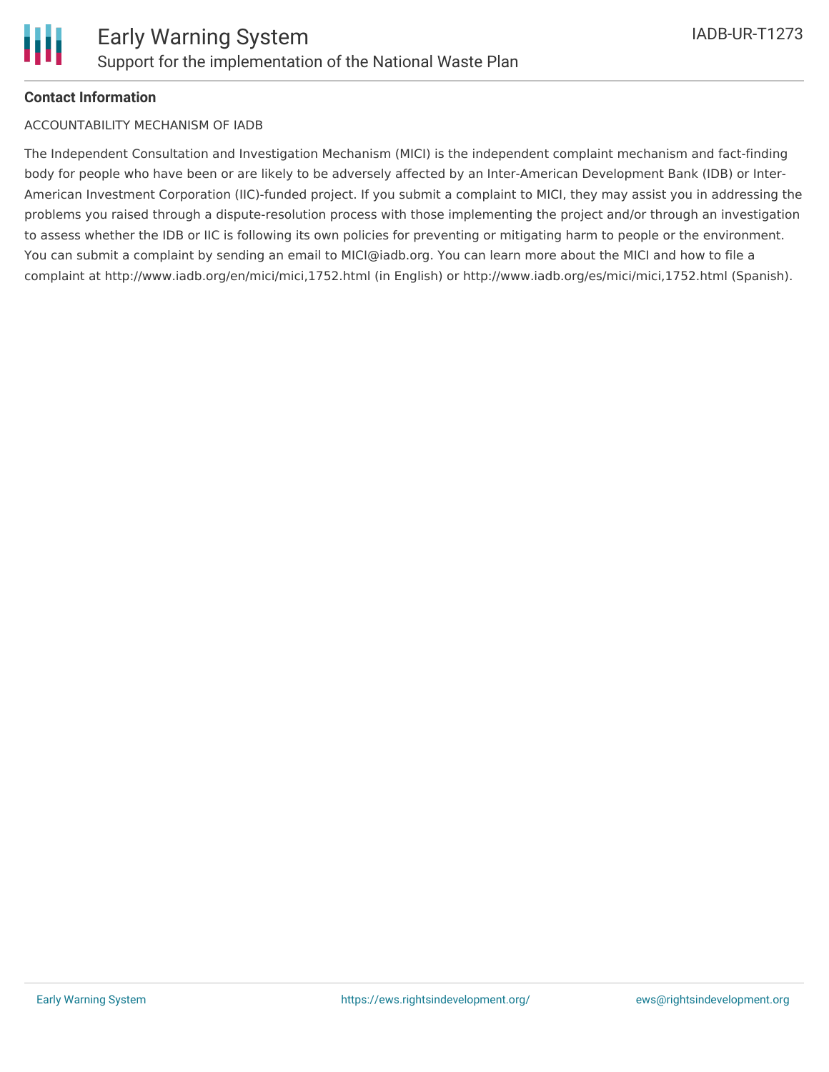**Contact Information**

ACCOUNTABILITY MECHANISM OF IADB

The Independent Consultation and Investigation Mechanism (MICI) is the independent complaint mechanism and fact-finding body for people who have been or are likely to be adversely affected by an Inter-American Development Bank (IDB) or Inter-American Investment Corporation (IIC)-funded project. If you submit a complaint to MICI, they may assist you in addressing the problems you raised through a dispute-resolution process with those implementing the project and/or through an investigation to assess whether the IDB or IIC is following its own policies for preventing or mitigating harm to people or the environment. You can submit a complaint by sending an email to MICI@iadb.org. You can learn more about the MICI and how to file a complaint at http://www.iadb.org/en/mici/mici,1752.html (in English) or http://www.iadb.org/es/mici/mici,1752.html (Spanish).